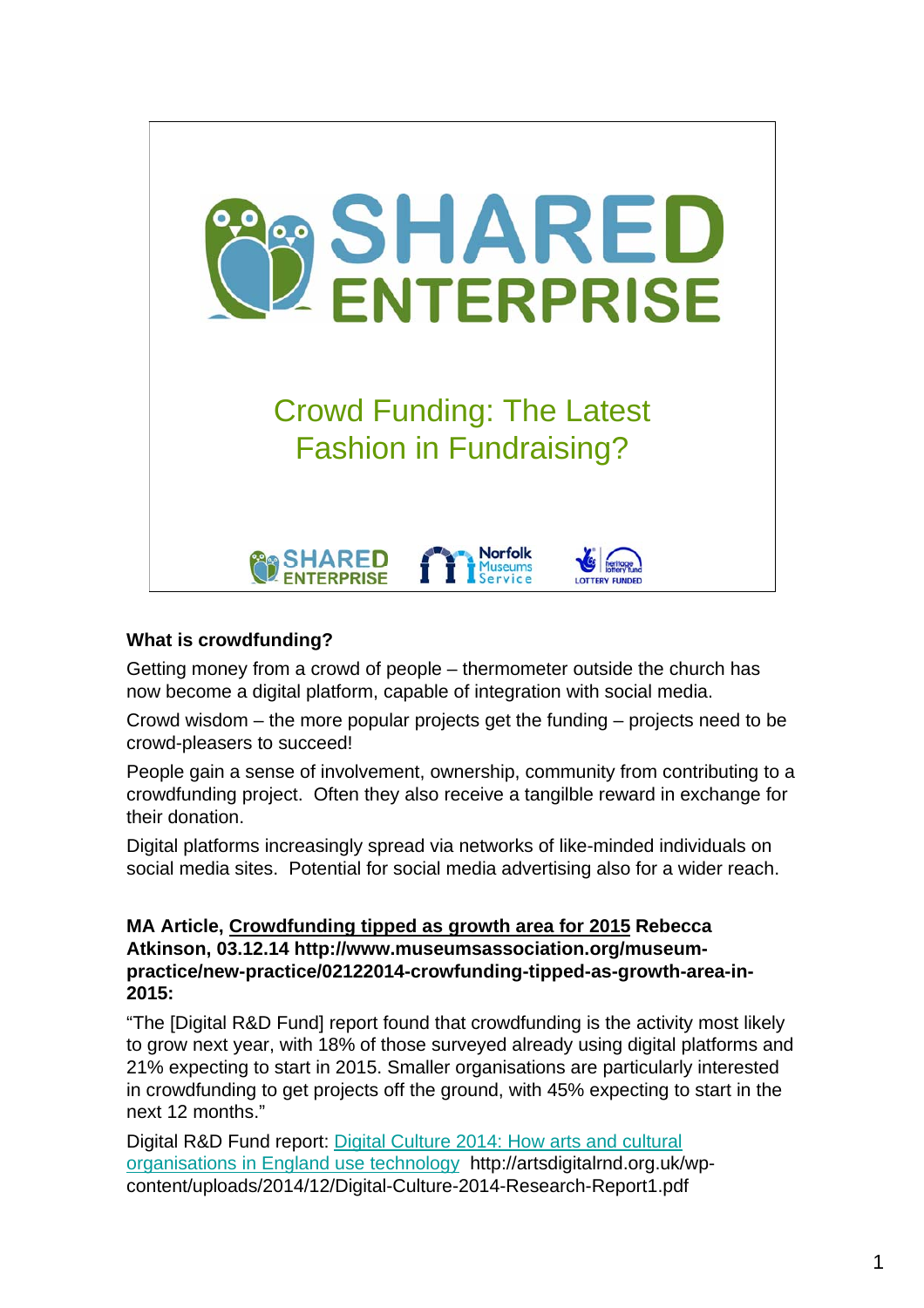# SHARED ENTERPRISE

## Crowd Funding: The Latest Fashion in Fundraising?

SHARED ENTERPRISE | Norfolk Museums Service | Heritage Lottery Fund LOTTERY FUNDED

**What is crowdfunding?**

Getting money from a crowd of people – thermometer outside the church has now become a digital platform, capable of integration with social media.

Crowd wisdom – the more popular projects get the funding – projects need to be crowd-pleasers to succeed!

People gain a sense of involvement, ownership, community from contributing to a crowdfunding project. Often they also receive a tangilble reward in exchange for their donation.

Digital platforms increasingly spread via networks of like-minded individuals on social media sites. Potential for social media advertising also for a wider reach.

**MA Article, <u>Crowdfunding tipped as growth area for 2015</u> Rebecca Atkinson, 03.12.14 http://www.museumsassociation.org/museum-practice/new-practice/02122014-crowfunding-tipped-as-growth-area-in-2015:**

"The [Digital R&D Fund] report found that crowdfunding is the activity most likely to grow next year, with 18% of those surveyed already using digital platforms and 21% expecting to start in 2015. Smaller organisations are particularly interested in crowdfunding to get projects off the ground, with 45% expecting to start in the next 12 months."

Digital R&D Fund report: [Digital Culture 2014: How arts and cultural organisations in England use technology](http://artsdigitalrnd.org.uk/wp-content/uploads/2014/12/Digital-Culture-2014-Research-Report1.pdf) http://artsdigitalrnd.org.uk/wp-content/uploads/2014/12/Digital-Culture-2014-Research-Report1.pdf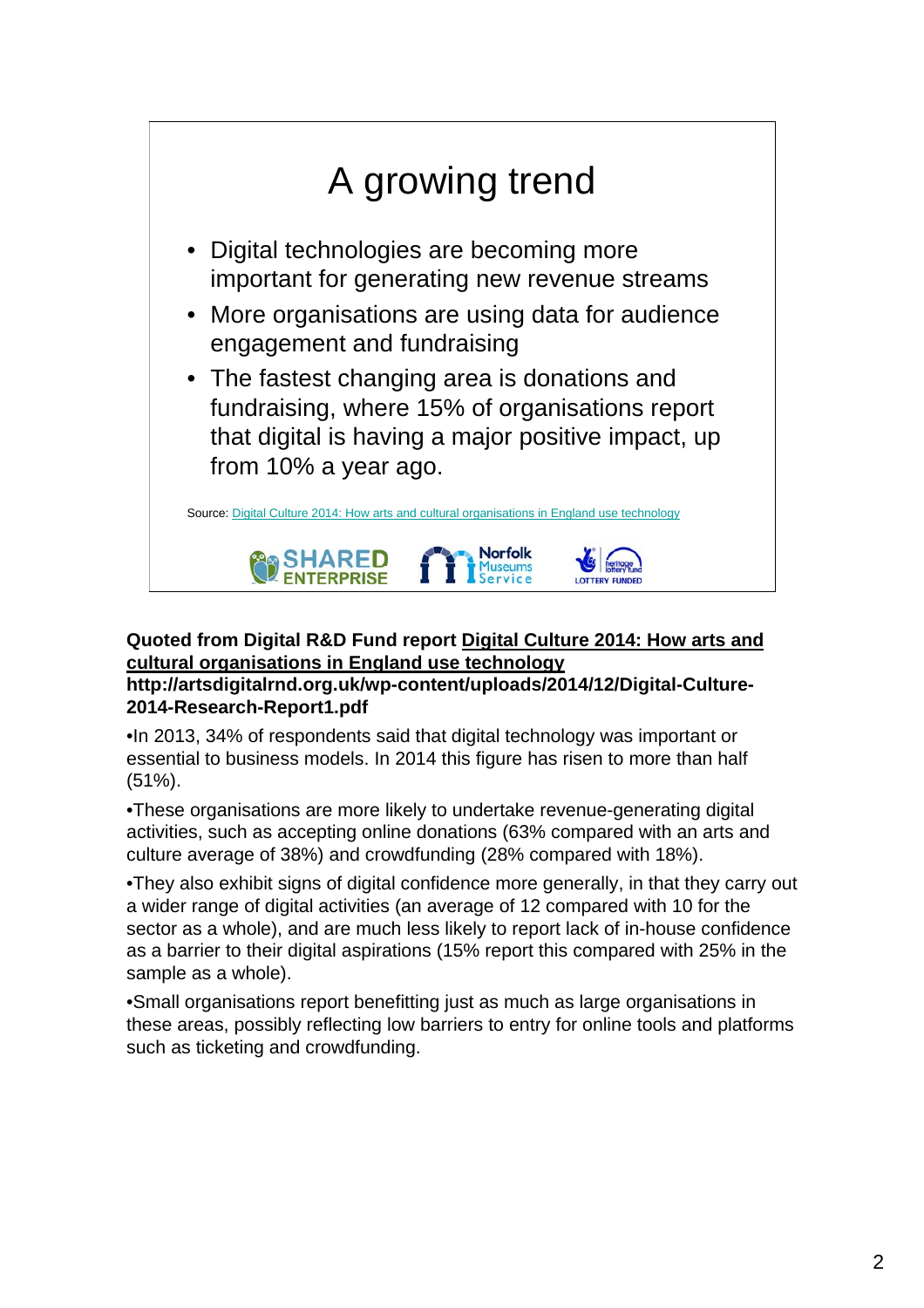# A growing trend

- Digital technologies are becoming more important for generating new revenue streams
- More organisations are using data for audience engagement and fundraising
- The fastest changing area is donations and fundraising, where 15% of organisations report that digital is having a major positive impact, up from 10% a year ago.

Source: Digital Culture 2014: How arts and cultural organisations in England use technology

SHARED ENTERPRISE | Norfolk Museums Service | LOTTERY FUNDED

**Quoted from Digital R&D Fund report Digital Culture 2014: How arts and cultural organisations in England use technology http://artsdigitalrnd.org.uk/wp-content/uploads/2014/12/Digital-Culture-2014-Research-Report1.pdf**

•In 2013, 34% of respondents said that digital technology was important or essential to business models. In 2014 this figure has risen to more than half (51%).

•These organisations are more likely to undertake revenue-generating digital activities, such as accepting online donations (63% compared with an arts and culture average of 38%) and crowdfunding (28% compared with 18%).

•They also exhibit signs of digital confidence more generally, in that they carry out a wider range of digital activities (an average of 12 compared with 10 for the sector as a whole), and are much less likely to report lack of in-house confidence as a barrier to their digital aspirations (15% report this compared with 25% in the sample as a whole).

•Small organisations report benefitting just as much as large organisations in these areas, possibly reflecting low barriers to entry for online tools and platforms such as ticketing and crowdfunding.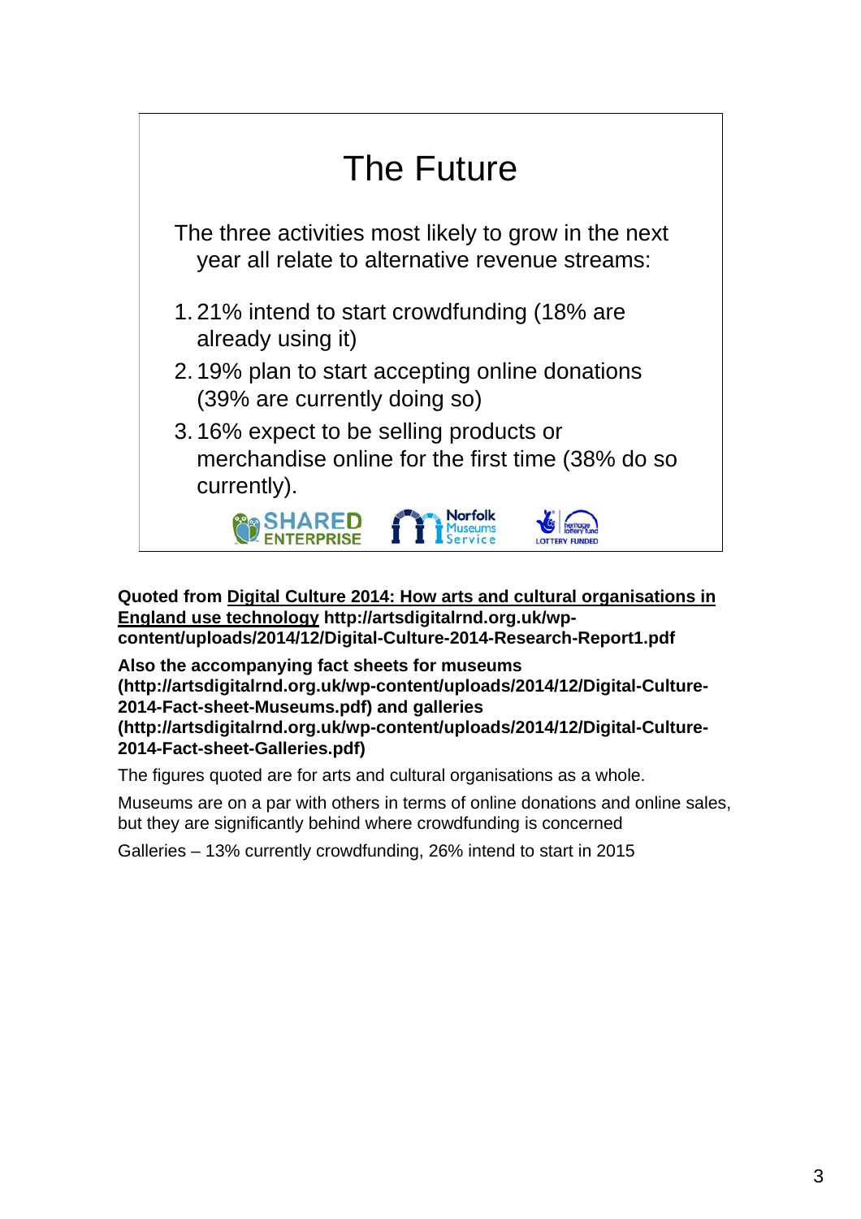# The Future

The three activities most likely to grow in the next year all relate to alternative revenue streams:

1. 21% intend to start crowdfunding (18% are already using it)
2. 19% plan to start accepting online donations (39% are currently doing so)
3. 16% expect to be selling products or merchandise online for the first time (38% do so currently).

SHARED ENTERPRISE | Norfolk Museums Service | Heritage Lottery Fund – LOTTERY FUNDED

**Quoted from <u>Digital Culture 2014: How arts and cultural organisations in England use technology</u> http://artsdigitalrnd.org.uk/wp-content/uploads/2014/12/Digital-Culture-2014-Research-Report1.pdf**

**Also the accompanying fact sheets for museums (http://artsdigitalrnd.org.uk/wp-content/uploads/2014/12/Digital-Culture-2014-Fact-sheet-Museums.pdf) and galleries (http://artsdigitalrnd.org.uk/wp-content/uploads/2014/12/Digital-Culture-2014-Fact-sheet-Galleries.pdf)**

The figures quoted are for arts and cultural organisations as a whole.

Museums are on a par with others in terms of online donations and online sales, but they are significantly behind where crowdfunding is concerned

Galleries – 13% currently crowdfunding, 26% intend to start in 2015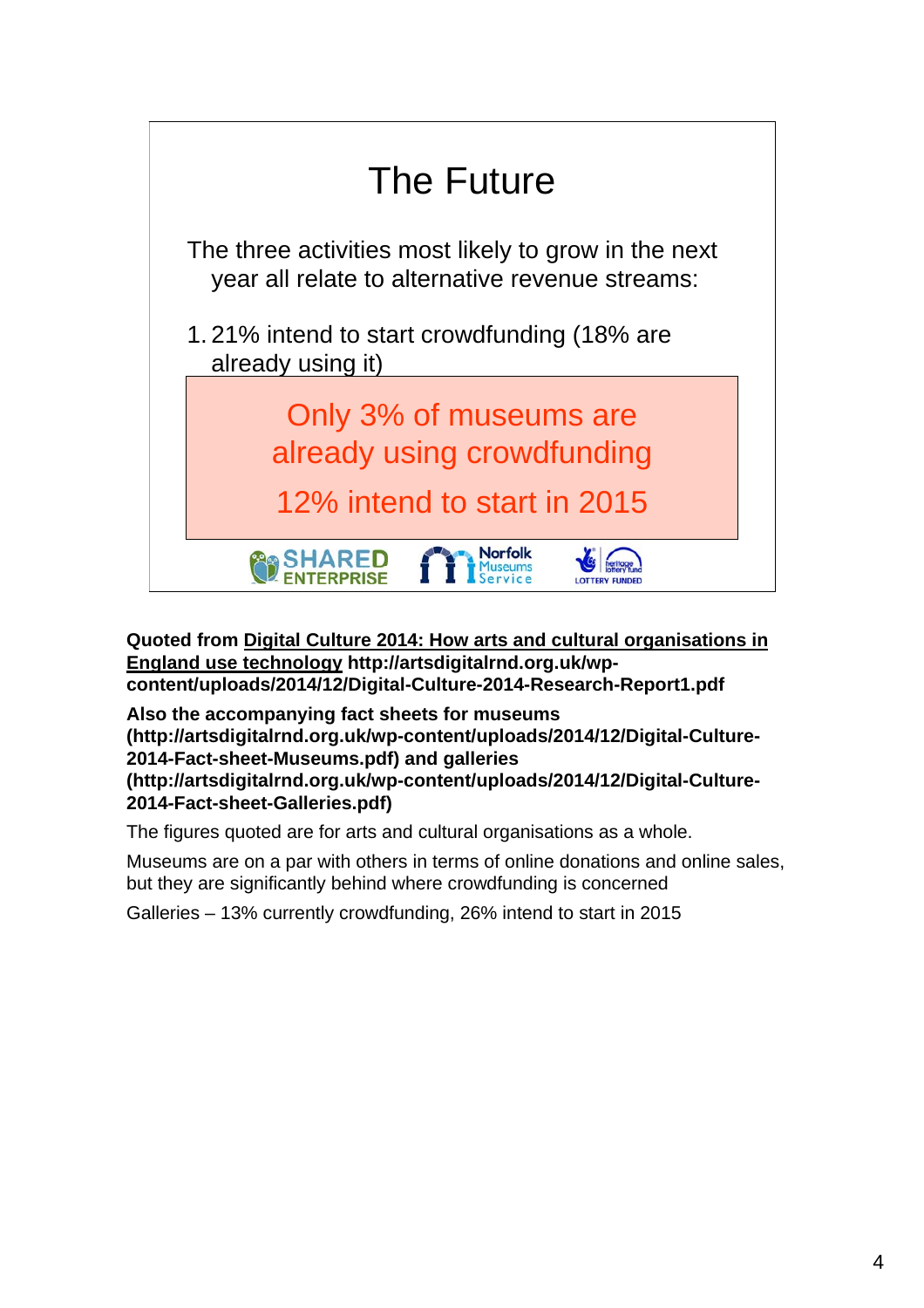## The Future

The three activities most likely to grow in the next year all relate to alternative revenue streams:

1. 21% intend to start crowdfunding (18% are already using it)

Only 3% of museums are already using crowdfunding

12% intend to start in 2015

SHARED ENTERPRISE — Norfolk Museums Service — LOTTERY FUNDED

**Quoted from <u>Digital Culture 2014: How arts and cultural organisations in England use technology</u> http://artsdigitalrnd.org.uk/wp-content/uploads/2014/12/Digital-Culture-2014-Research-Report1.pdf**

**Also the accompanying fact sheets for museums (http://artsdigitalrnd.org.uk/wp-content/uploads/2014/12/Digital-Culture-2014-Fact-sheet-Museums.pdf) and galleries (http://artsdigitalrnd.org.uk/wp-content/uploads/2014/12/Digital-Culture-2014-Fact-sheet-Galleries.pdf)**

The figures quoted are for arts and cultural organisations as a whole.

Museums are on a par with others in terms of online donations and online sales, but they are significantly behind where crowdfunding is concerned

Galleries – 13% currently crowdfunding, 26% intend to start in 2015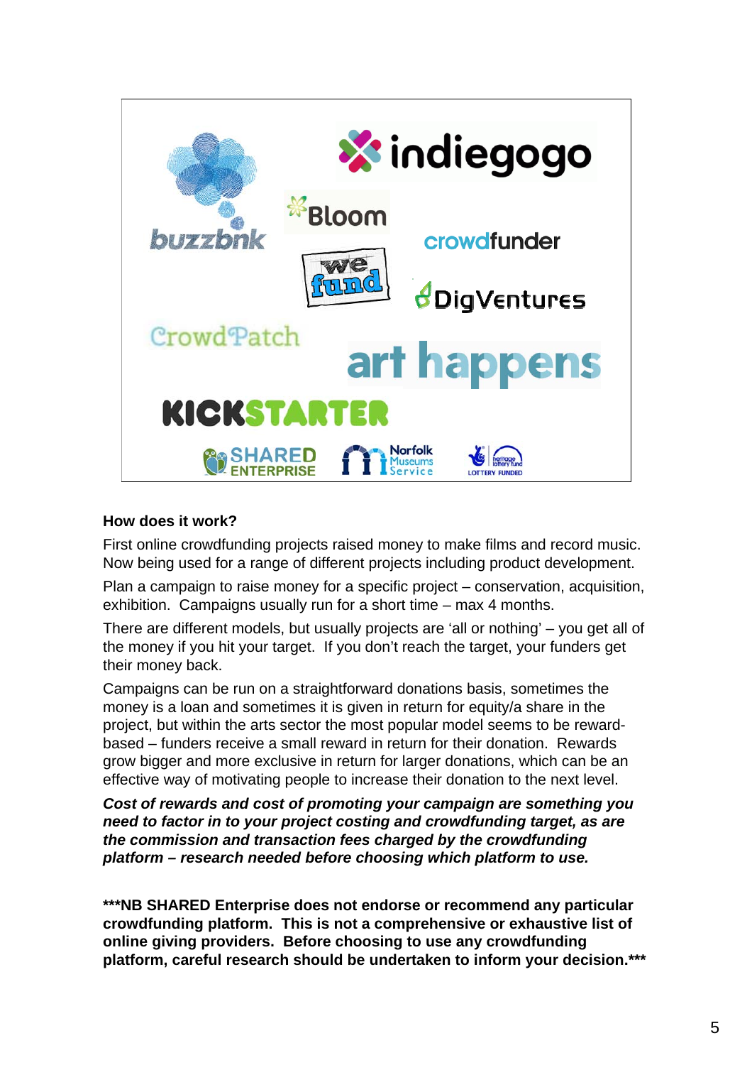## How does it work?

First online crowdfunding projects raised money to make films and record music. Now being used for a range of different projects including product development.

Plan a campaign to raise money for a specific project – conservation, acquisition, exhibition. Campaigns usually run for a short time – max 4 months.

There are different models, but usually projects are 'all or nothing' – you get all of the money if you hit your target. If you don't reach the target, your funders get their money back.

Campaigns can be run on a straightforward donations basis, sometimes the money is a loan and sometimes it is given in return for equity/a share in the project, but within the arts sector the most popular model seems to be reward-based – funders receive a small reward in return for their donation. Rewards grow bigger and more exclusive in return for larger donations, which can be an effective way of motivating people to increase their donation to the next level.

***Cost of rewards and cost of promoting your campaign are something you need to factor in to your project costing and crowdfunding target, as are the commission and transaction fees charged by the crowdfunding platform – research needed before choosing which platform to use.***

**\*\*\*NB SHARED Enterprise does not endorse or recommend any particular crowdfunding platform. This is not a comprehensive or exhaustive list of online giving providers. Before choosing to use any crowdfunding platform, careful research should be undertaken to inform your decision.\*\*\***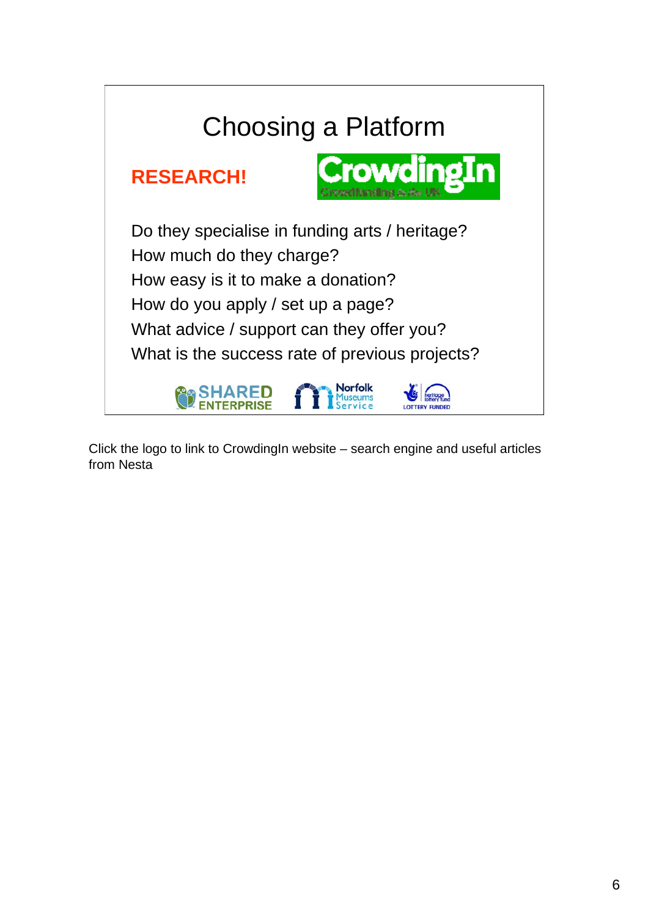# Choosing a Platform

**RESEARCH!**

CrowdingIn
Crowdfunding in the UK

Do they specialise in funding arts / heritage?
How much do they charge?
How easy is it to make a donation?
How do you apply / set up a page?
What advice / support can they offer you?
What is the success rate of previous projects?

SHARED ENTERPRISE   Norfolk Museums Service   heritage lottery fund LOTTERY FUNDED

Click the logo to link to CrowdingIn website – search engine and useful articles from Nesta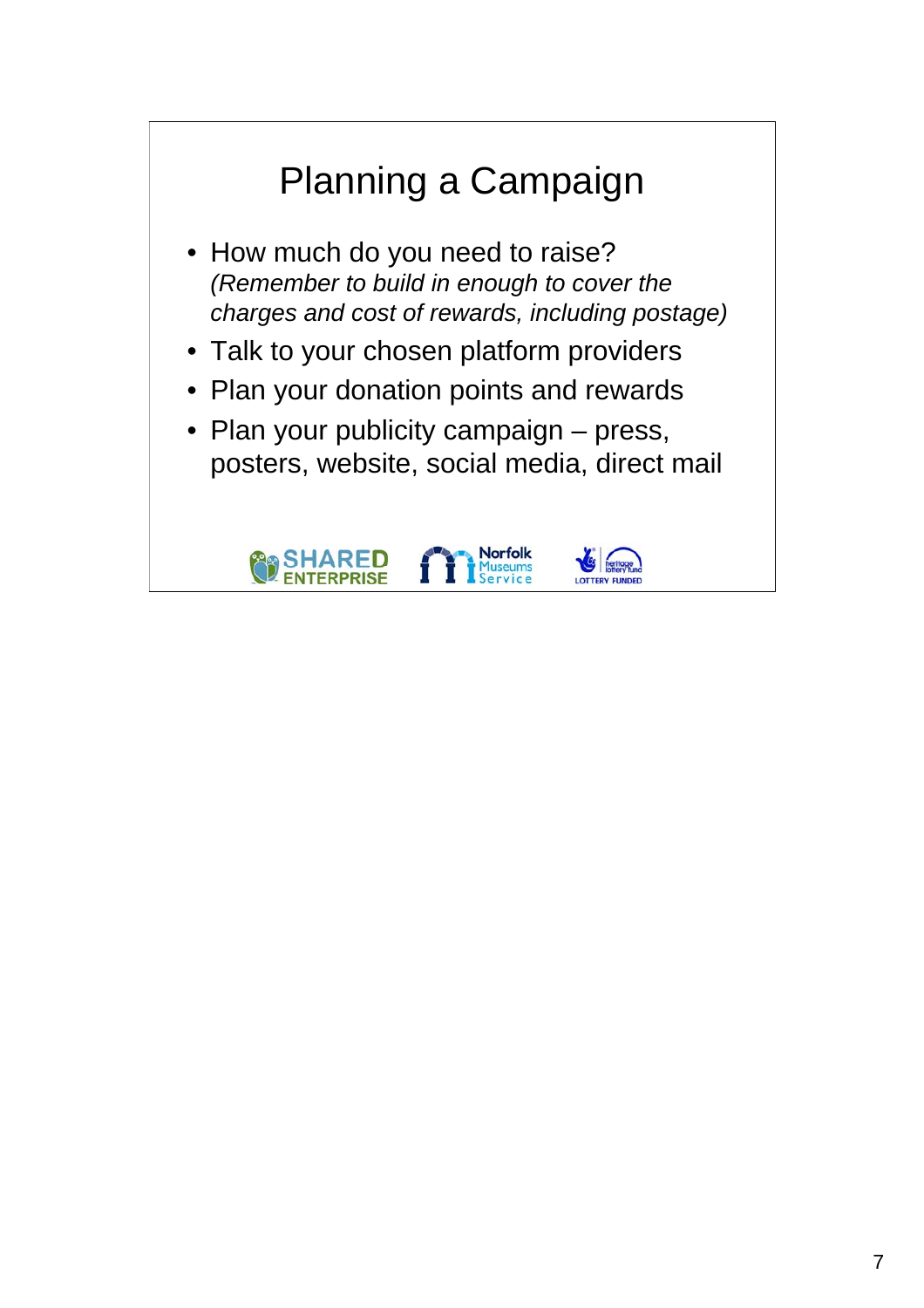# Planning a Campaign

- How much do you need to raise?
  *(Remember to build in enough to cover the charges and cost of rewards, including postage)*
- Talk to your chosen platform providers
- Plan your donation points and rewards
- Plan your publicity campaign – press, posters, website, social media, direct mail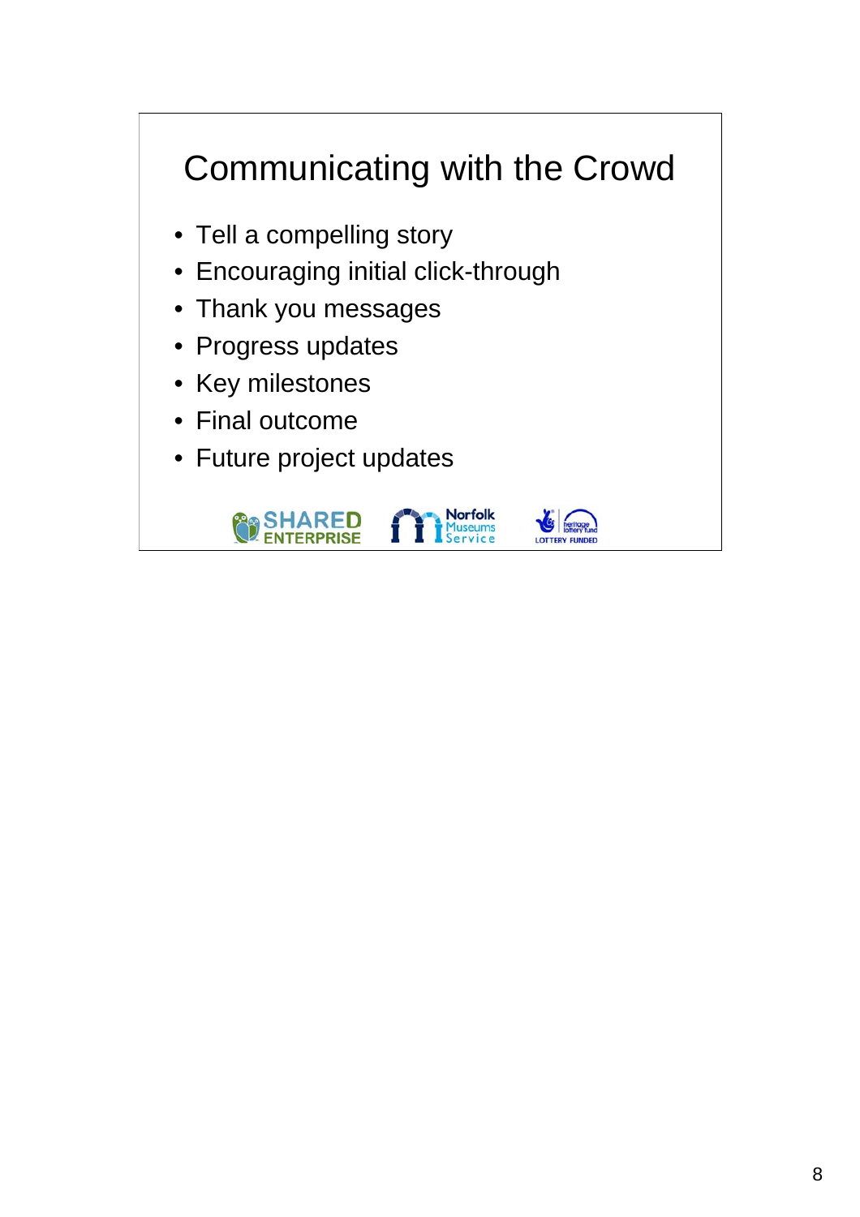# Communicating with the Crowd

- Tell a compelling story
- Encouraging initial click-through
- Thank you messages
- Progress updates
- Key milestones
- Final outcome
- Future project updates

SHARED ENTERPRISE Norfolk Museums Service LOTTERY FUNDED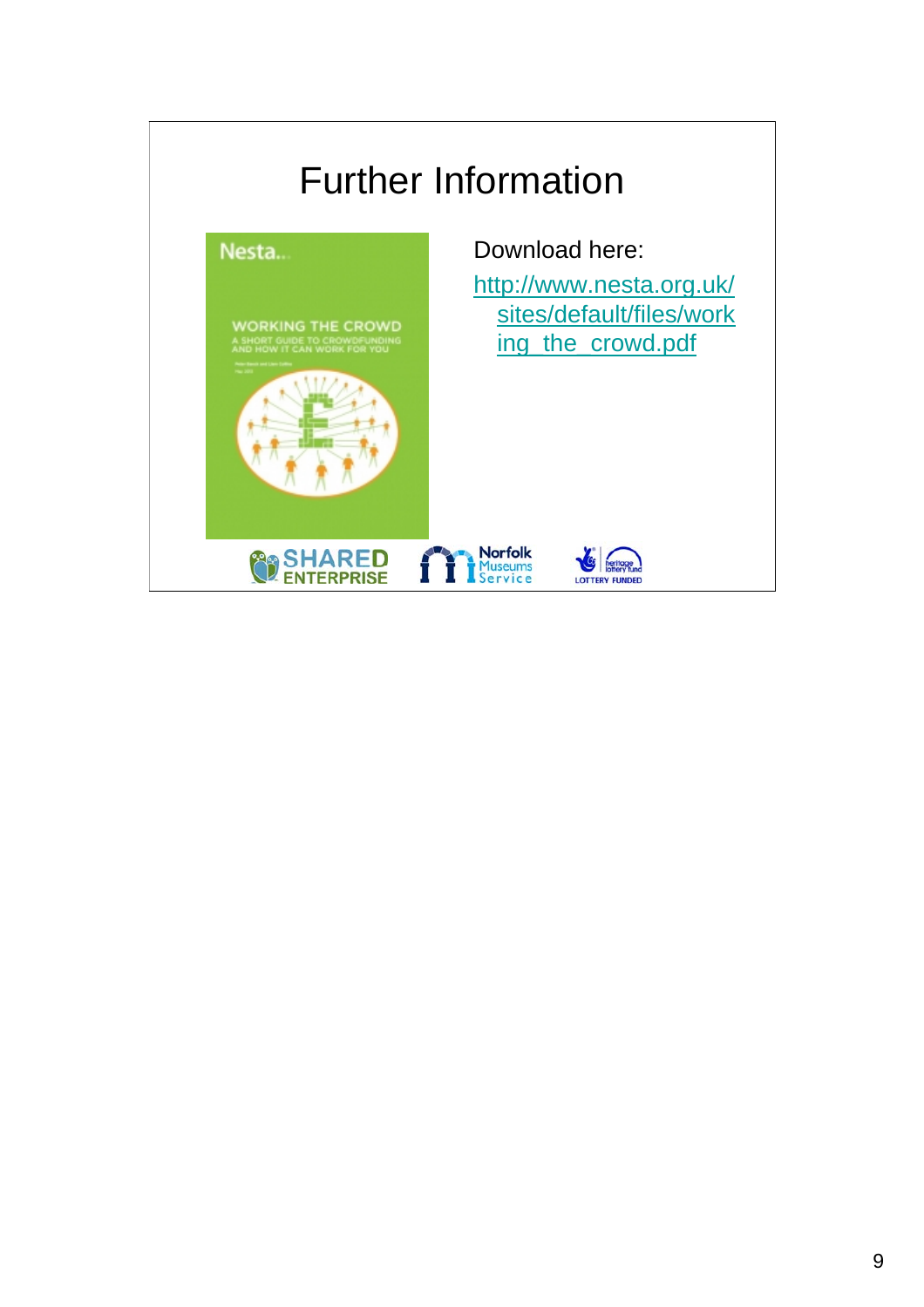# Further Information

Download here:

http://www.nesta.org.uk/sites/default/files/working_the_crowd.pdf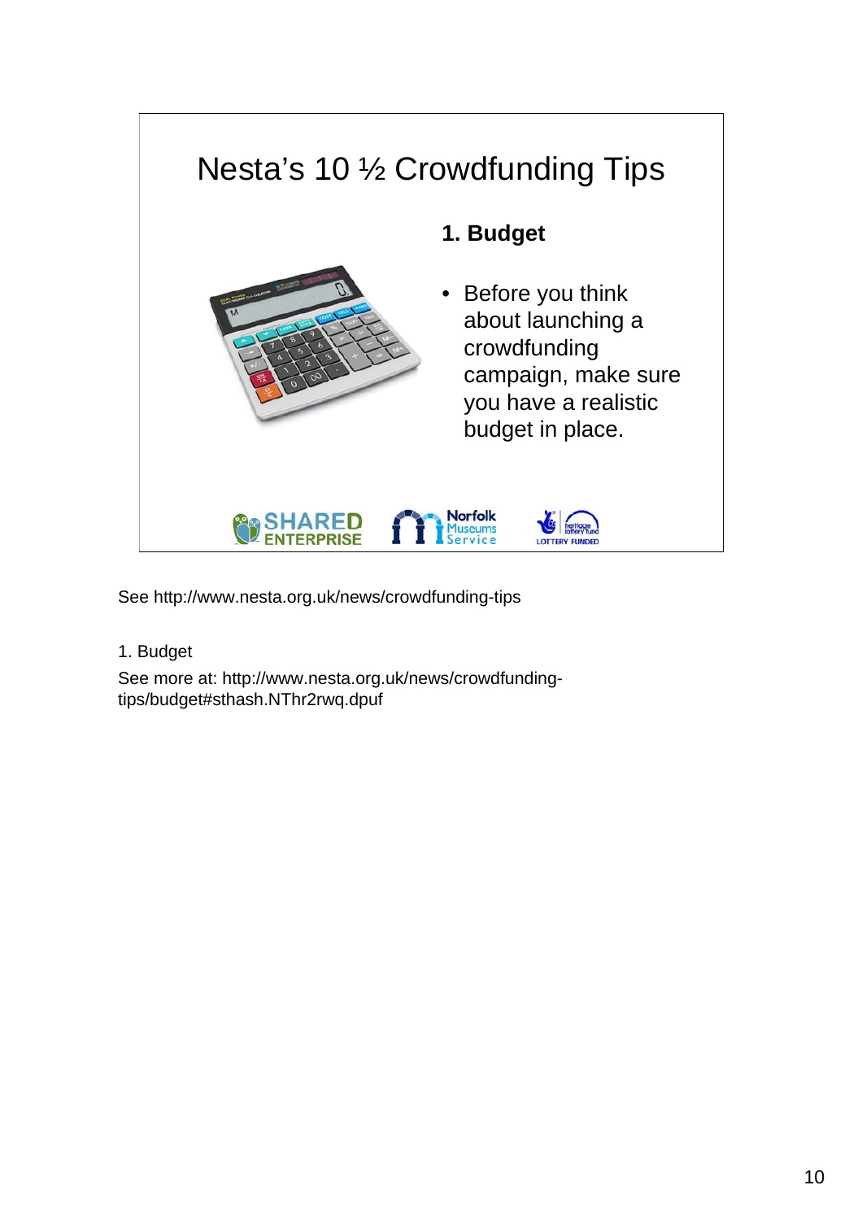# Nesta's 10 ½ Crowdfunding Tips

**1. Budget**

- Before you think about launching a crowdfunding campaign, make sure you have a realistic budget in place.

SHARED ENTERPRISE | Norfolk Museums Service | LOTTERY FUNDED

See http://www.nesta.org.uk/news/crowdfunding-tips

1. Budget

See more at: http://www.nesta.org.uk/news/crowdfunding-tips/budget#sthash.NThr2rwq.dpuf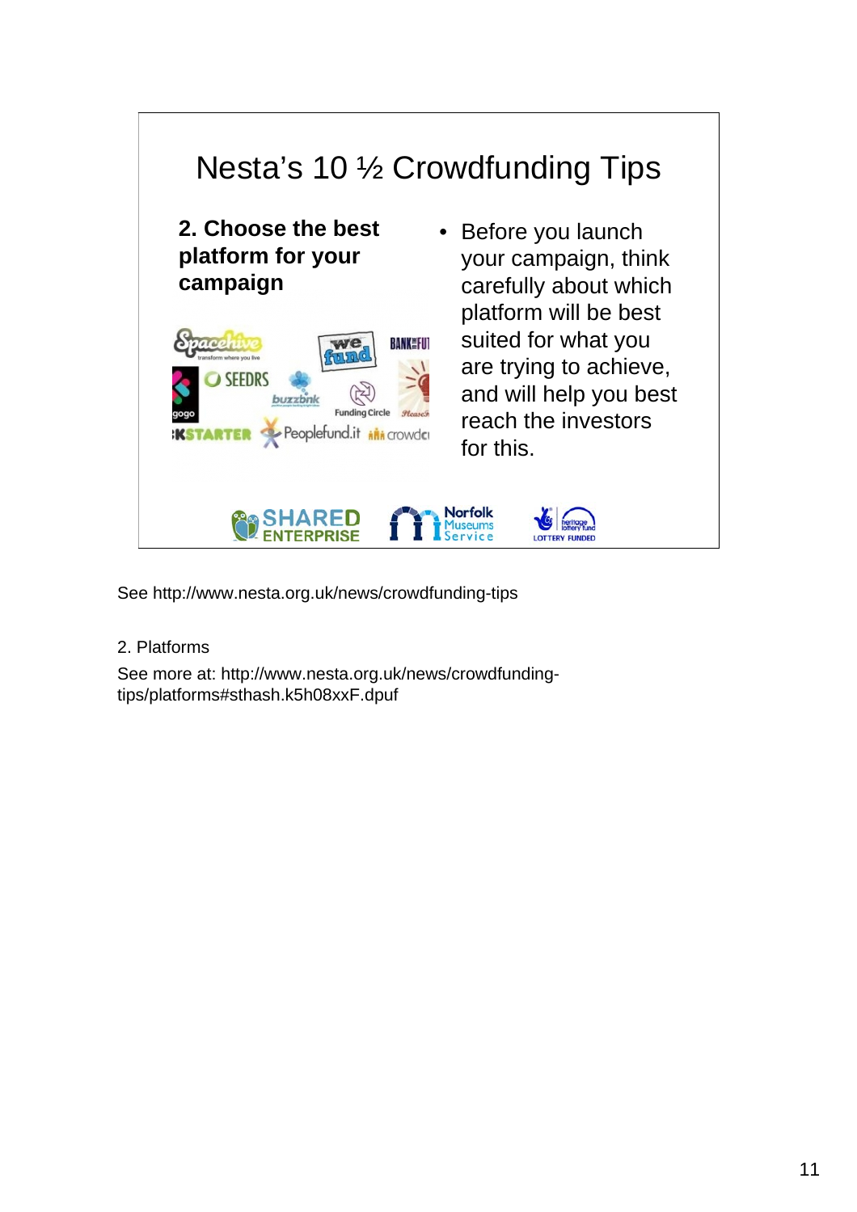# Nesta's 10 ½ Crowdfunding Tips

**2. Choose the best platform for your campaign**

- Before you launch your campaign, think carefully about which platform will be best suited for what you are trying to achieve, and will help you best reach the investors for this.

See http://www.nesta.org.uk/news/crowdfunding-tips

2. Platforms

See more at: http://www.nesta.org.uk/news/crowdfunding-tips/platforms#sthash.k5h08xxF.dpuf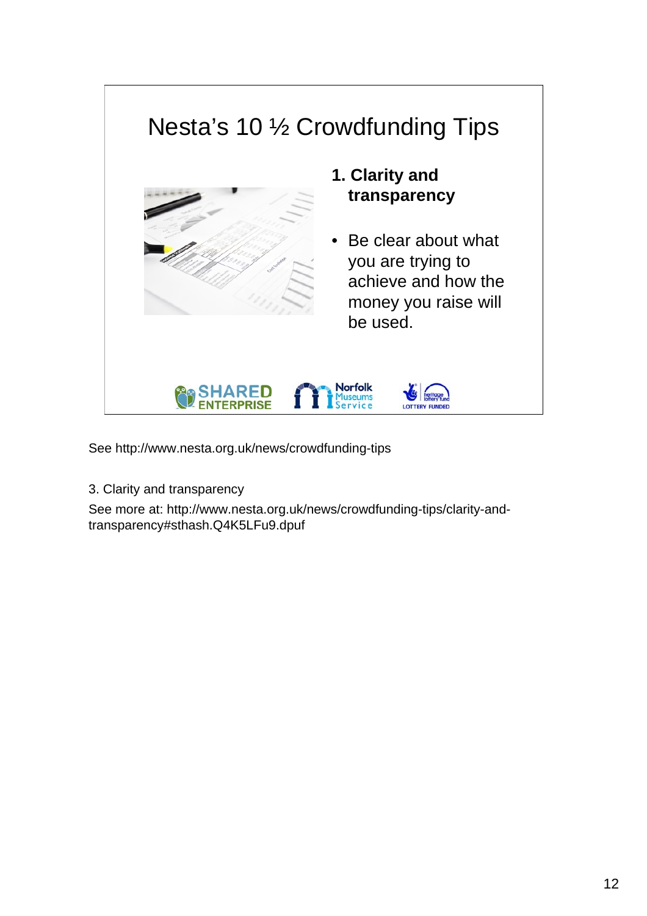# Nesta's 10 ½ Crowdfunding Tips

**1. Clarity and transparency**

- Be clear about what you are trying to achieve and how the money you raise will be used.

SHARED ENTERPRISE | Norfolk Museums Service | heritage lottery fund LOTTERY FUNDED

See http://www.nesta.org.uk/news/crowdfunding-tips

3. Clarity and transparency

See more at: http://www.nesta.org.uk/news/crowdfunding-tips/clarity-and-transparency#sthash.Q4K5LFu9.dpuf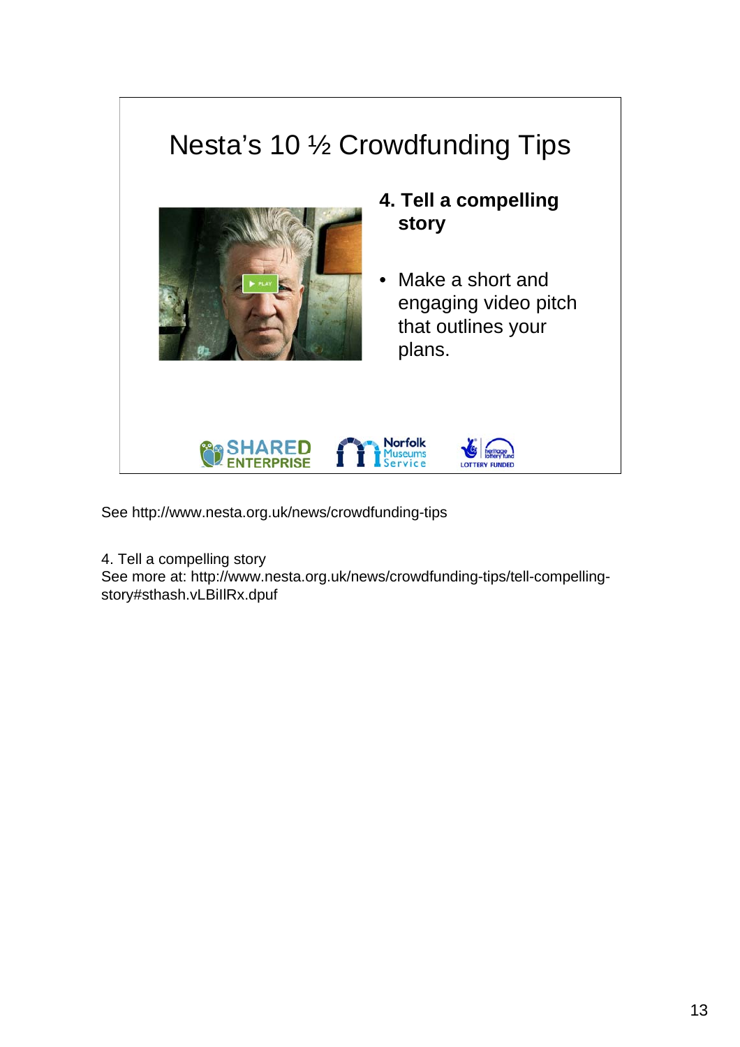# Nesta's 10 ½ Crowdfunding Tips

**4. Tell a compelling story**

- Make a short and engaging video pitch that outlines your plans.

See http://www.nesta.org.uk/news/crowdfunding-tips

4. Tell a compelling story
See more at: http://www.nesta.org.uk/news/crowdfunding-tips/tell-compelling-story#sthash.vLBiIlRx.dpuf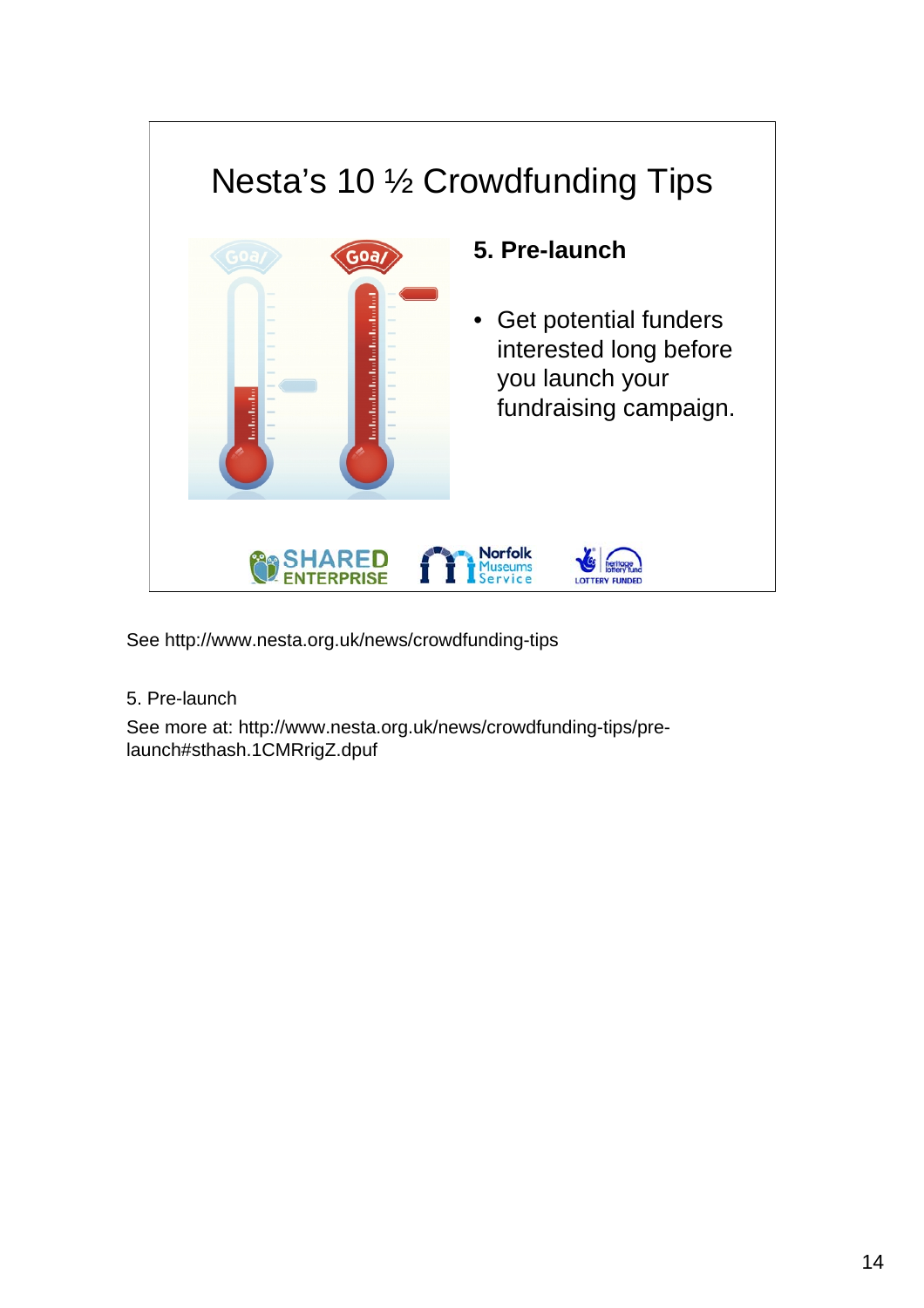# Nesta's 10 ½ Crowdfunding Tips

## 5. Pre-launch

- Get potential funders interested long before you launch your fundraising campaign.

SHARED ENTERPRISE | Norfolk Museums Service | LOTTERY FUNDED

See http://www.nesta.org.uk/news/crowdfunding-tips

5. Pre-launch

See more at: http://www.nesta.org.uk/news/crowdfunding-tips/pre-launch#sthash.1CMRrigZ.dpuf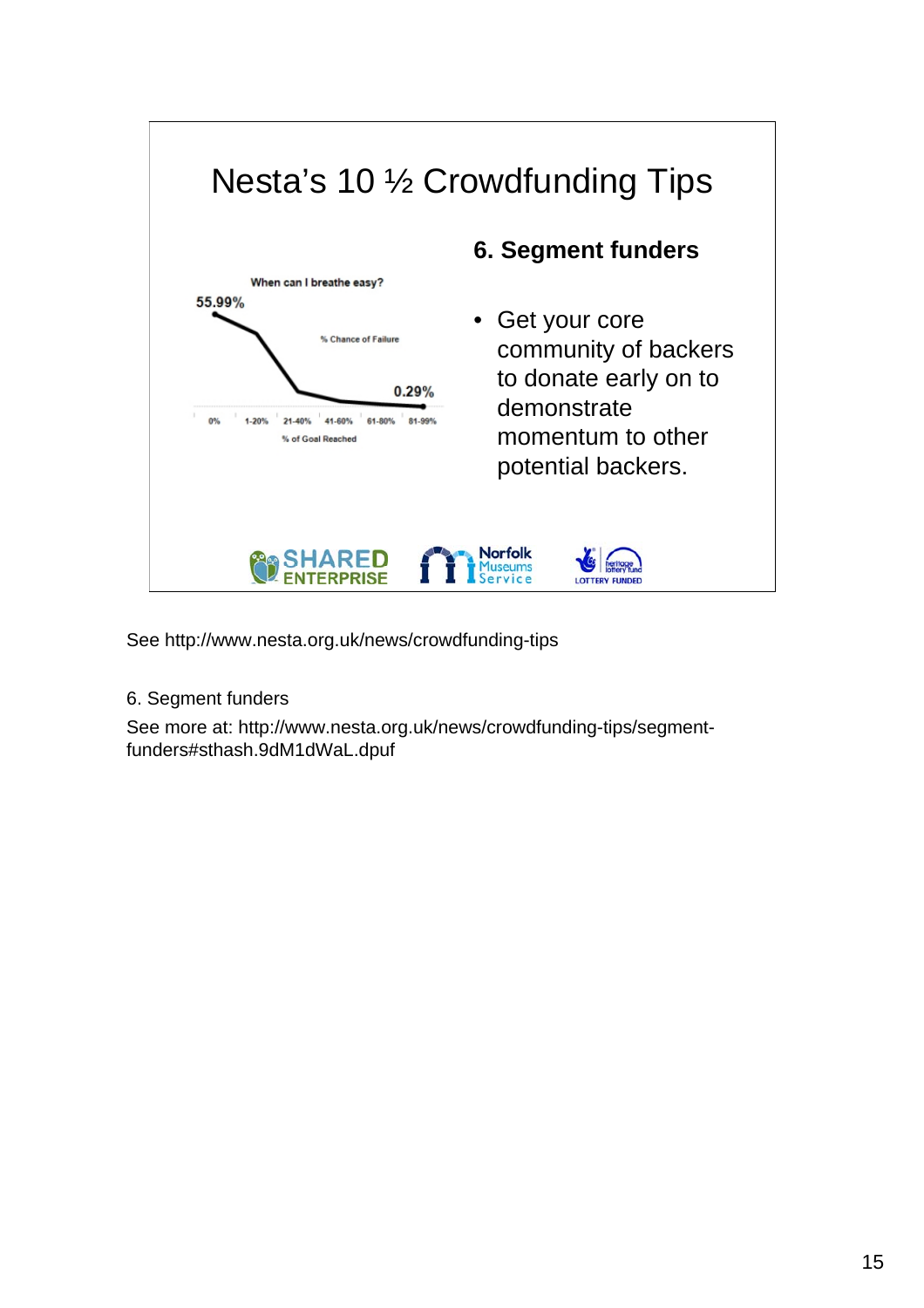# Nesta's 10 ½ Crowdfunding Tips

When can I breathe easy?

55.99%

% Chance of Failure

0.29%

0% 1-20% 21-40% 41-60% 61-80% 81-99%

% of Goal Reached

## 6. Segment funders

- Get your core community of backers to donate early on to demonstrate momentum to other potential backers.

SHARED ENTERPRISE Norfolk Museums Service LOTTERY FUNDED

See http://www.nesta.org.uk/news/crowdfunding-tips

6. Segment funders

See more at: http://www.nesta.org.uk/news/crowdfunding-tips/segment-funders#sthash.9dM1dWaL.dpuf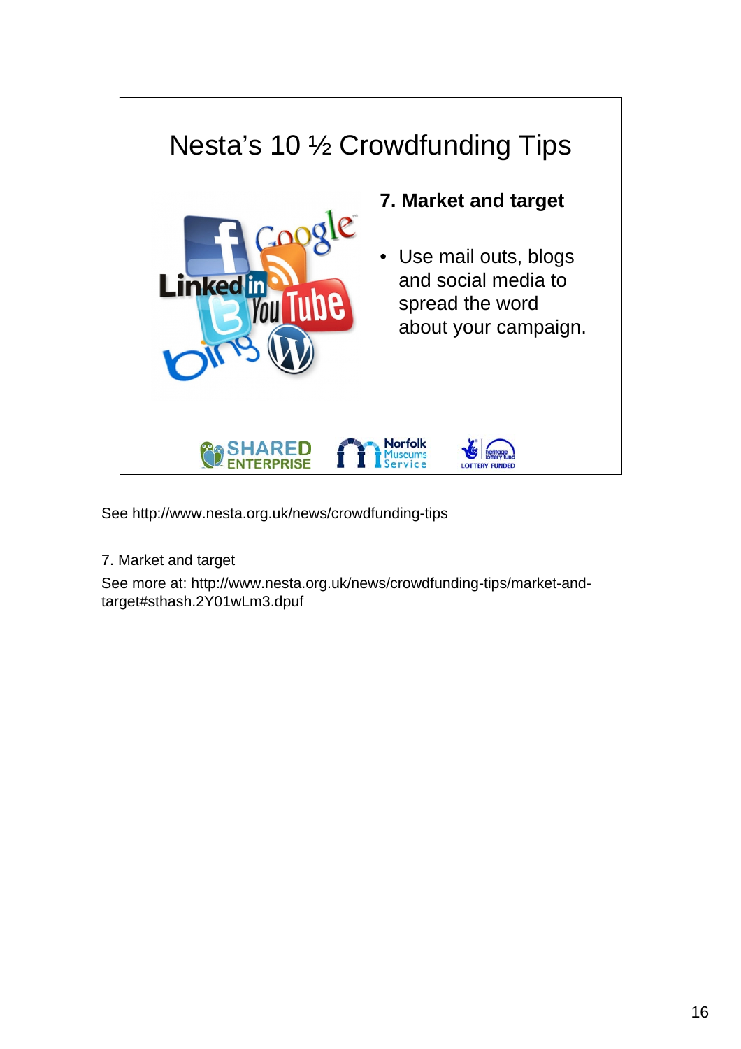# Nesta's 10 ½ Crowdfunding Tips

**7. Market and target**

- Use mail outs, blogs and social media to spread the word about your campaign.

See http://www.nesta.org.uk/news/crowdfunding-tips

7. Market and target

See more at: http://www.nesta.org.uk/news/crowdfunding-tips/market-and-target#sthash.2Y01wLm3.dpuf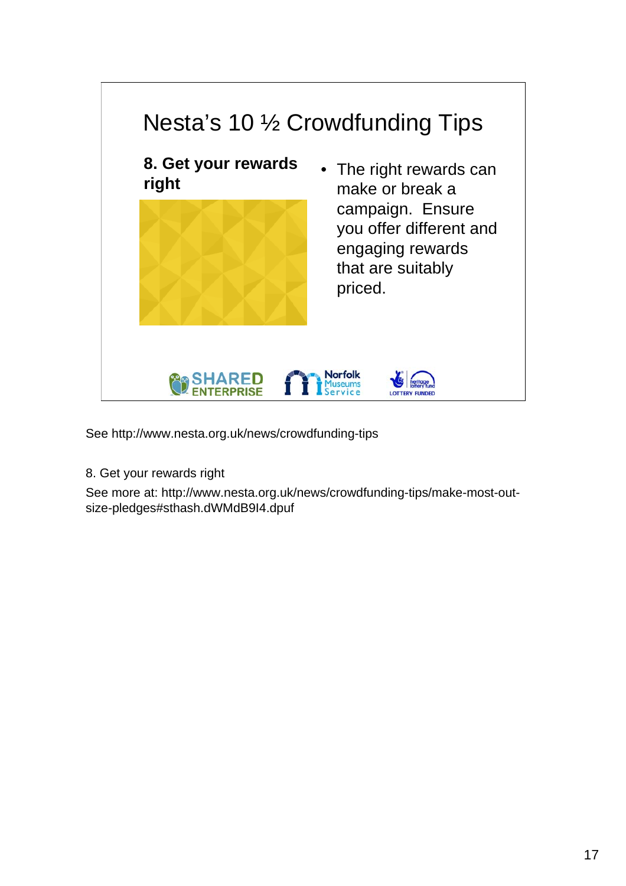# Nesta's 10 ½ Crowdfunding Tips

**8. Get your rewards right**

- The right rewards can make or break a campaign. Ensure you offer different and engaging rewards that are suitably priced.

SHARED ENTERPRISE · Norfolk Museums Service · LOTTERY FUNDED

See http://www.nesta.org.uk/news/crowdfunding-tips

8. Get your rewards right

See more at: http://www.nesta.org.uk/news/crowdfunding-tips/make-most-out-size-pledges#sthash.dWMdB9I4.dpuf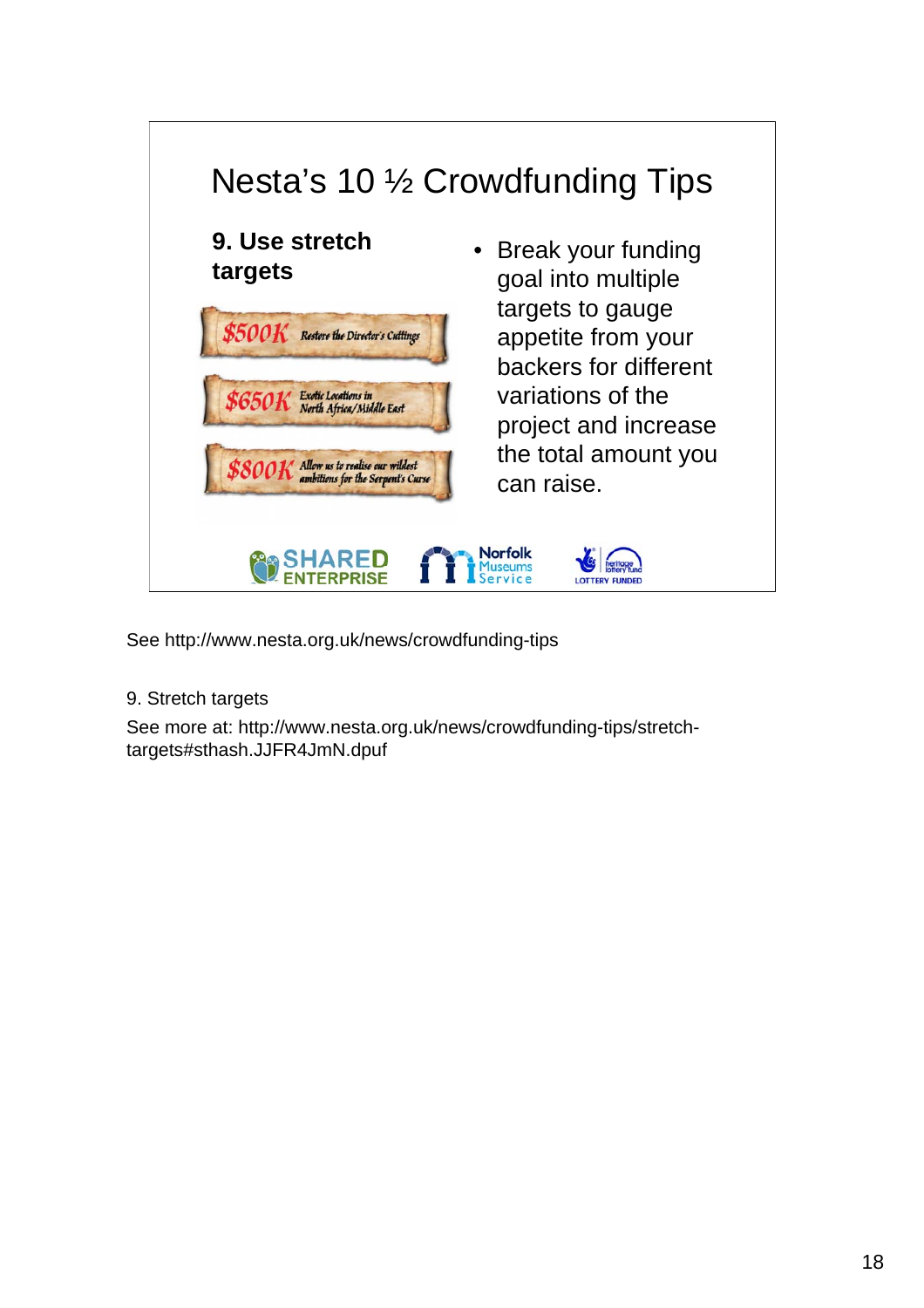# Nesta's 10 ½ Crowdfunding Tips

**9. Use stretch targets**

$500K Restore the Director's Cuttings

$650K Exotic Locations in North Africa/Middle East

$800K Allow us to realise our wildest ambitions for the Serpent's Curse

- Break your funding goal into multiple targets to gauge appetite from your backers for different variations of the project and increase the total amount you can raise.

SHARED ENTERPRISE | Norfolk Museums Service | LOTTERY FUNDED

See http://www.nesta.org.uk/news/crowdfunding-tips

9. Stretch targets

See more at: http://www.nesta.org.uk/news/crowdfunding-tips/stretch-targets#sthash.JJFR4JmN.dpuf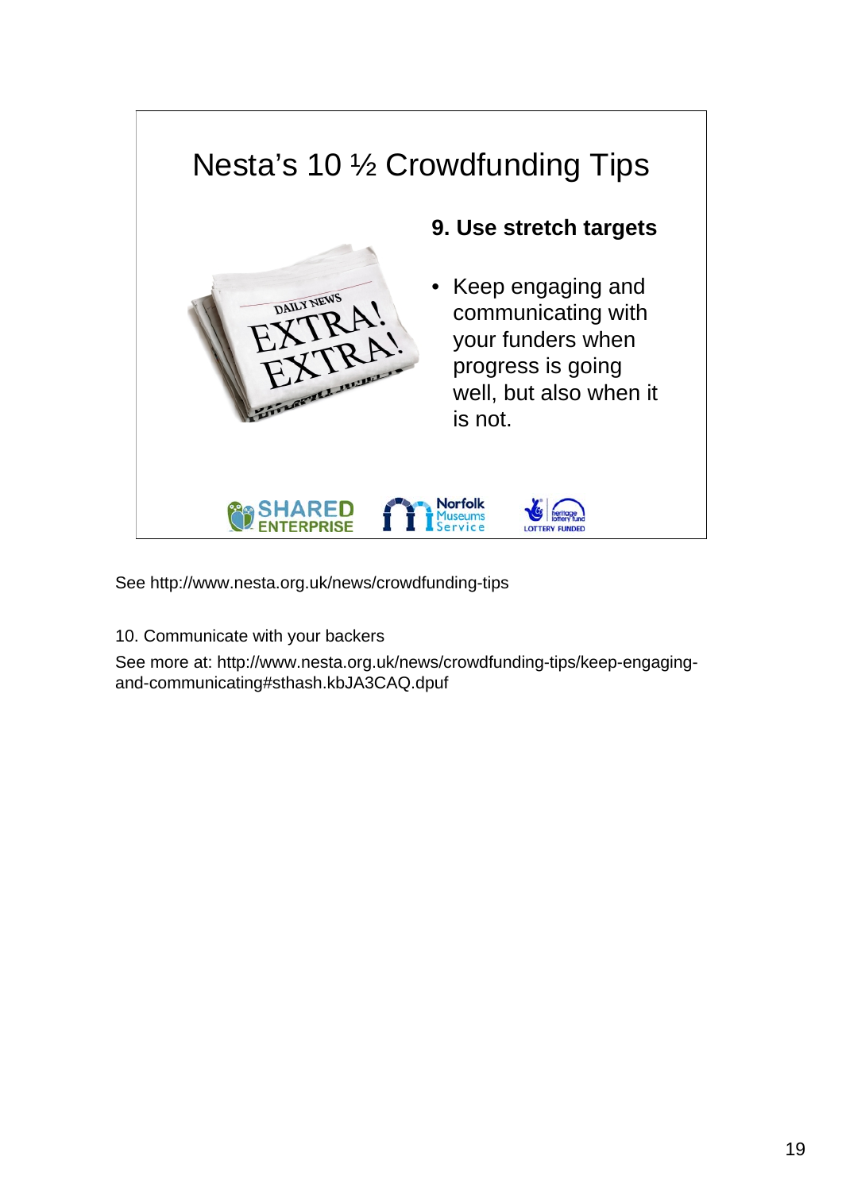# Nesta's 10 ½ Crowdfunding Tips

**9. Use stretch targets**

- Keep engaging and communicating with your funders when progress is going well, but also when it is not.

See http://www.nesta.org.uk/news/crowdfunding-tips

10. Communicate with your backers

See more at: http://www.nesta.org.uk/news/crowdfunding-tips/keep-engaging-and-communicating#sthash.kbJA3CAQ.dpuf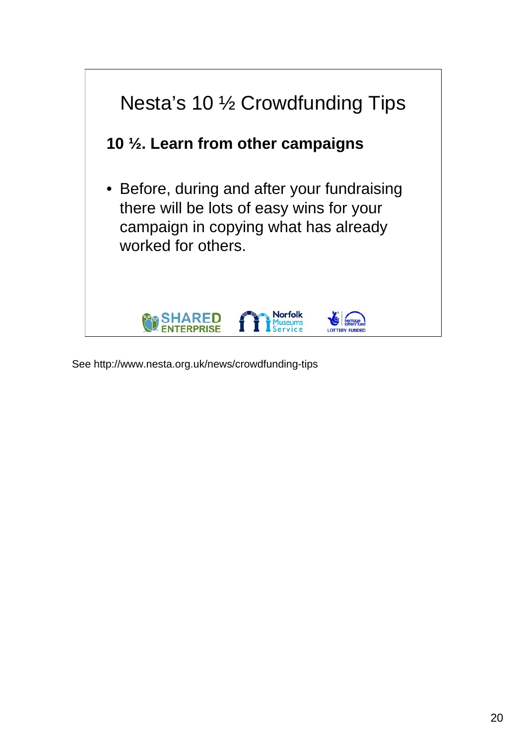# Nesta's 10 ½ Crowdfunding Tips

**10 ½. Learn from other campaigns**

- Before, during and after your fundraising there will be lots of easy wins for your campaign in copying what has already worked for others.

SHARED ENTERPRISE Norfolk Museums Service LOTTERY FUNDED

See http://www.nesta.org.uk/news/crowdfunding-tips